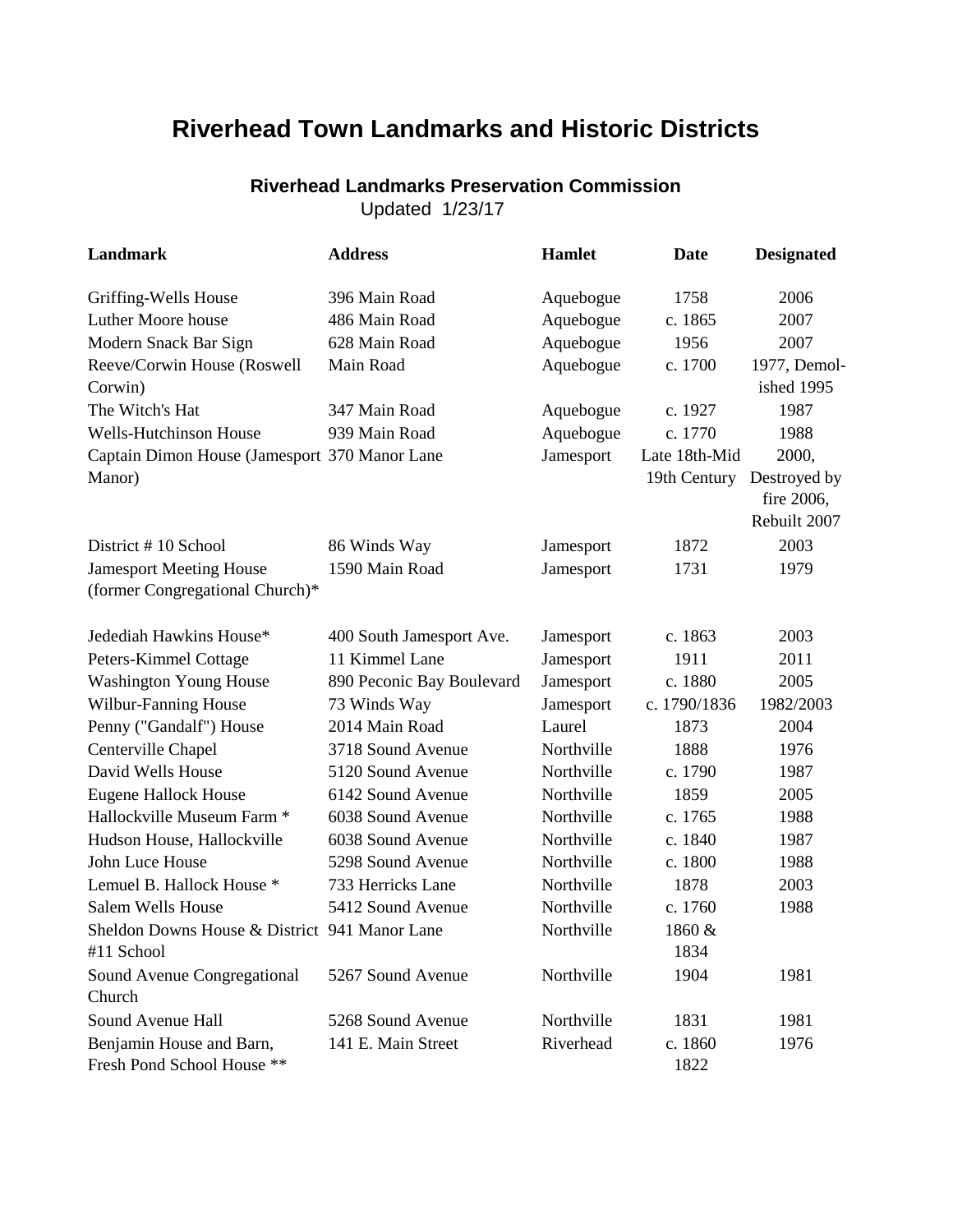# Riverhead Town Landmarks and Historic Districts

### Riverhead Landmarks Preservation Commission

Updated 1/23/17

| Landmark | Address | Hamlet | Date | Designated |
|---|---|---|---|---|
| Griffing-Wells House | 396 Main Road | Aquebogue | 1758 | 2006 |
| Luther Moore house | 486 Main Road | Aquebogue | c. 1865 | 2007 |
| Modern Snack Bar Sign | 628 Main Road | Aquebogue | 1956 | 2007 |
| Reeve/Corwin House (Roswell Corwin) | Main Road | Aquebogue | c. 1700 | 1977, Demolished 1995 |
| The Witch's Hat | 347 Main Road | Aquebogue | c. 1927 | 1987 |
| Wells-Hutchinson House | 939 Main Road | Aquebogue | c. 1770 | 1988 |
| Captain Dimon House (Jamesport Manor) | 370 Manor Lane | Jamesport | Late 18th-Mid 19th Century | 2000, Destroyed by fire 2006, Rebuilt 2007 |
| District # 10 School | 86 Winds Way | Jamesport | 1872 | 2003 |
| Jamesport Meeting House (former Congregational Church)* | 1590 Main Road | Jamesport | 1731 | 1979 |
| Jedediah Hawkins House* | 400 South Jamesport Ave. | Jamesport | c. 1863 | 2003 |
| Peters-Kimmel Cottage | 11 Kimmel Lane | Jamesport | 1911 | 2011 |
| Washington Young House | 890 Peconic Bay Boulevard | Jamesport | c. 1880 | 2005 |
| Wilbur-Fanning House | 73 Winds Way | Jamesport | c. 1790/1836 | 1982/2003 |
| Penny ("Gandalf") House | 2014 Main Road | Laurel | 1873 | 2004 |
| Centerville Chapel | 3718 Sound Avenue | Northville | 1888 | 1976 |
| David Wells House | 5120 Sound Avenue | Northville | c. 1790 | 1987 |
| Eugene Hallock House | 6142 Sound Avenue | Northville | 1859 | 2005 |
| Hallockville Museum Farm * | 6038 Sound Avenue | Northville | c. 1765 | 1988 |
| Hudson House, Hallockville | 6038 Sound Avenue | Northville | c. 1840 | 1987 |
| John Luce House | 5298 Sound Avenue | Northville | c. 1800 | 1988 |
| Lemuel B. Hallock House * | 733 Herricks Lane | Northville | 1878 | 2003 |
| Salem Wells House | 5412 Sound Avenue | Northville | c. 1760 | 1988 |
| Sheldon Downs House & District #11 School | 941 Manor Lane | Northville | 1860 & 1834 | |
| Sound Avenue Congregational Church | 5267 Sound Avenue | Northville | 1904 | 1981 |
| Sound Avenue Hall | 5268 Sound Avenue | Northville | 1831 | 1981 |
| Benjamin House and Barn, Fresh Pond School House ** | 141 E. Main Street | Riverhead | c. 1860 1822 | 1976 |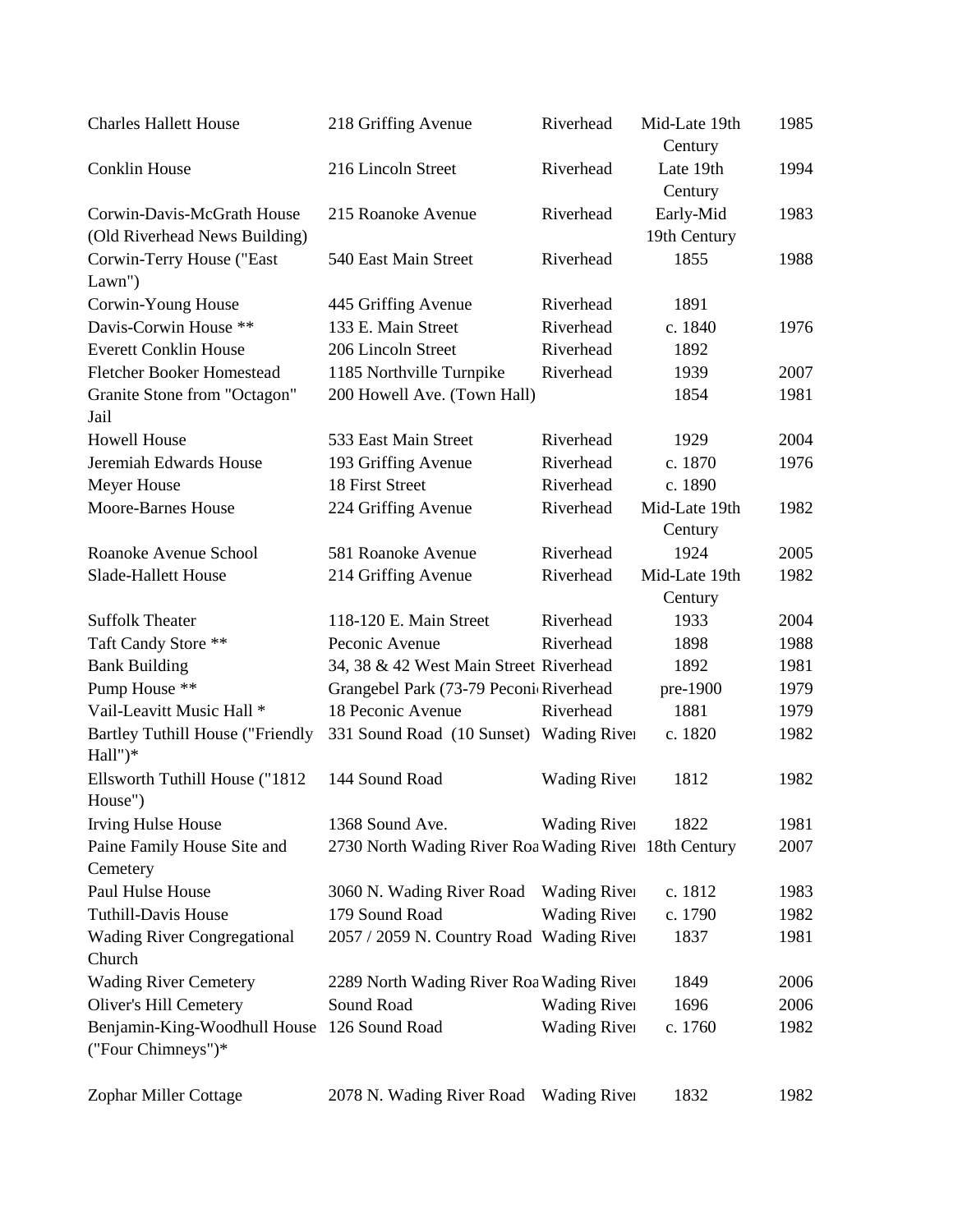| | | | | |
|---|---|---|---|---|
| Charles Hallett House | 218 Griffing Avenue | Riverhead | Mid-Late 19th Century | 1985 |
| Conklin House | 216 Lincoln Street | Riverhead | Late 19th Century | 1994 |
| Corwin-Davis-McGrath House (Old Riverhead News Building) | 215 Roanoke Avenue | Riverhead | Early-Mid 19th Century | 1983 |
| Corwin-Terry House ("East Lawn") | 540 East Main Street | Riverhead | 1855 | 1988 |
| Corwin-Young House | 445 Griffing Avenue | Riverhead | 1891 | |
| Davis-Corwin House ** | 133 E. Main Street | Riverhead | c. 1840 | 1976 |
| Everett Conklin House | 206 Lincoln Street | Riverhead | 1892 | |
| Fletcher Booker Homestead | 1185 Northville Turnpike | Riverhead | 1939 | 2007 |
| Granite Stone from "Octagon" Jail | 200 Howell Ave. (Town Hall) | | 1854 | 1981 |
| Howell House | 533 East Main Street | Riverhead | 1929 | 2004 |
| Jeremiah Edwards House | 193 Griffing Avenue | Riverhead | c. 1870 | 1976 |
| Meyer House | 18 First Street | Riverhead | c. 1890 | |
| Moore-Barnes House | 224 Griffing Avenue | Riverhead | Mid-Late 19th Century | 1982 |
| Roanoke Avenue School | 581 Roanoke Avenue | Riverhead | 1924 | 2005 |
| Slade-Hallett House | 214 Griffing Avenue | Riverhead | Mid-Late 19th Century | 1982 |
| Suffolk Theater | 118-120 E. Main Street | Riverhead | 1933 | 2004 |
| Taft Candy Store ** | Peconic Avenue | Riverhead | 1898 | 1988 |
| Bank Building | 34, 38 & 42 West Main Street | Riverhead | 1892 | 1981 |
| Pump House ** | Grangebel Park (73-79 Peconi | Riverhead | pre-1900 | 1979 |
| Vail-Leavitt Music Hall * | 18 Peconic Avenue | Riverhead | 1881 | 1979 |
| Bartley Tuthill House ("Friendly Hall")* | 331 Sound Road (10 Sunset) | Wading River | c. 1820 | 1982 |
| Ellsworth Tuthill House ("1812 House") | 144 Sound Road | Wading River | 1812 | 1982 |
| Irving Hulse House | 1368 Sound Ave. | Wading River | 1822 | 1981 |
| Paine Family House Site and Cemetery | 2730 North Wading River Roa | Wading River | 18th Century | 2007 |
| Paul Hulse House | 3060 N. Wading River Road | Wading River | c. 1812 | 1983 |
| Tuthill-Davis House | 179 Sound Road | Wading River | c. 1790 | 1982 |
| Wading River Congregational Church | 2057 / 2059 N. Country Road | Wading River | 1837 | 1981 |
| Wading River Cemetery | 2289 North Wading River Roa | Wading River | 1849 | 2006 |
| Oliver's Hill Cemetery | Sound Road | Wading River | 1696 | 2006 |
| Benjamin-King-Woodhull House ("Four Chimneys")* | 126 Sound Road | Wading River | c. 1760 | 1982 |
| Zophar Miller Cottage | 2078 N. Wading River Road | Wading River | 1832 | 1982 |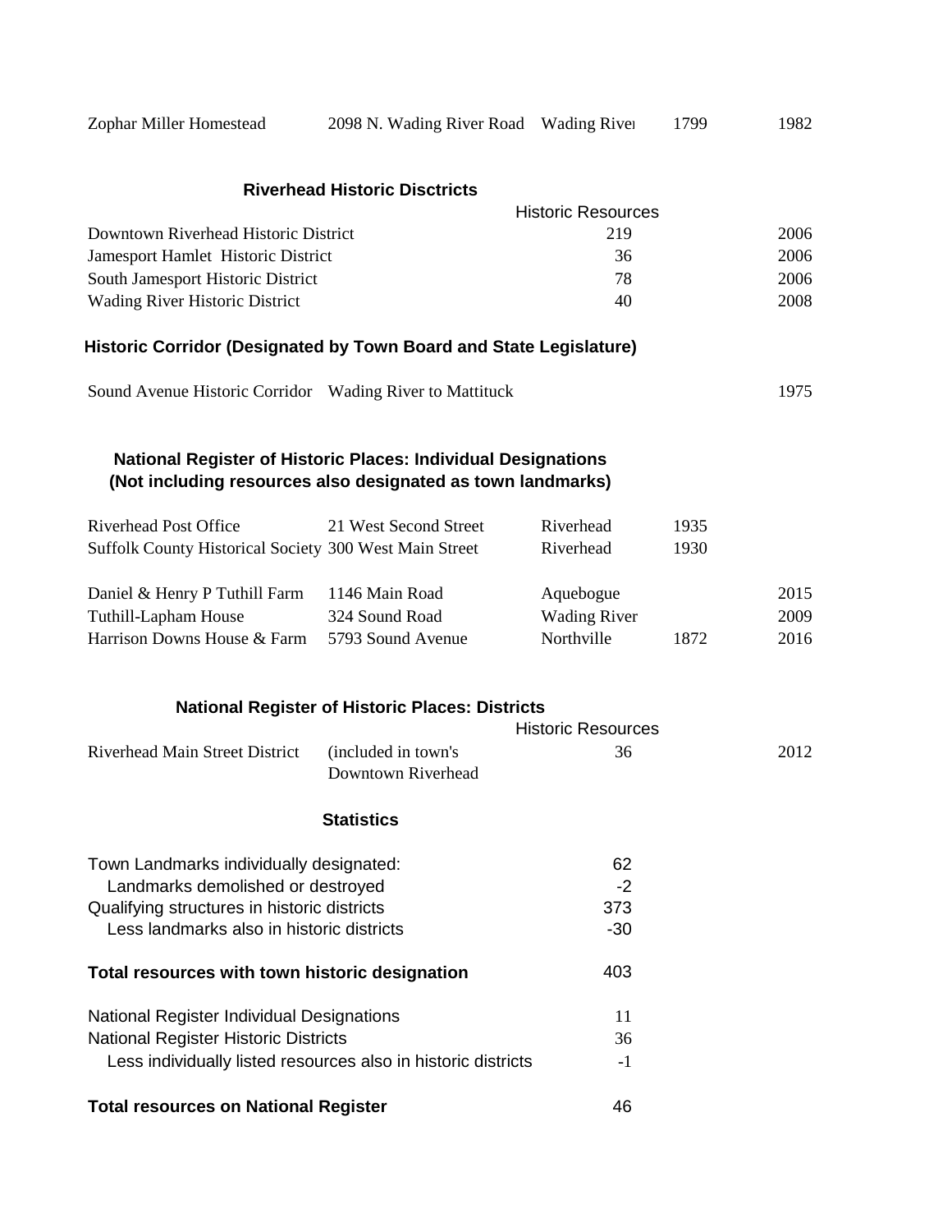| | | | | |
|---|---|---|---|---|
| Zophar Miller Homestead | 2098 N. Wading River Road | Wading River | 1799 | 1982 |

### Riverhead Historic Disctricts

| | Historic Resources | |
|---|---|---|
| Downtown Riverhead Historic District | 219 | 2006 |
| Jamesport Hamlet Historic District | 36 | 2006 |
| South Jamesport Historic District | 78 | 2006 |
| Wading River Historic District | 40 | 2008 |

### Historic Corridor (Designated by Town Board and State Legislature)

| | | |
|---|---|---|
| Sound Avenue Historic Corridor | Wading River to Mattituck | 1975 |

### National Register of Historic Places: Individual Designations (Not including resources also designated as town landmarks)

| | | | | |
|---|---|---|---|---|
| Riverhead Post Office | 21 West Second Street | Riverhead | 1935 | |
| Suffolk County Historical Society | 300 West Main Street | Riverhead | 1930 | |
| Daniel & Henry P Tuthill Farm | 1146 Main Road | Aquebogue | | 2015 |
| Tuthill-Lapham House | 324 Sound Road | Wading River | | 2009 |
| Harrison Downs House & Farm | 5793 Sound Avenue | Northville | 1872 | 2016 |

### National Register of Historic Places: Districts

| | | Historic Resources | |
|---|---|---|---|
| Riverhead Main Street District | (included in town's Downtown Riverhead | 36 | 2012 |

### Statistics

| | |
|---|---|
| Town Landmarks individually designated: | 62 |
| Landmarks demolished or destroyed | -2 |
| Qualifying structures in historic districts | 373 |
| Less landmarks also in historic districts | -30 |
| **Total resources with town historic designation** | 403 |
| National Register Individual Designations | 11 |
| National Register Historic Districts | 36 |
| Less individually listed resources also in historic districts | -1 |
| **Total resources on National Register** | 46 |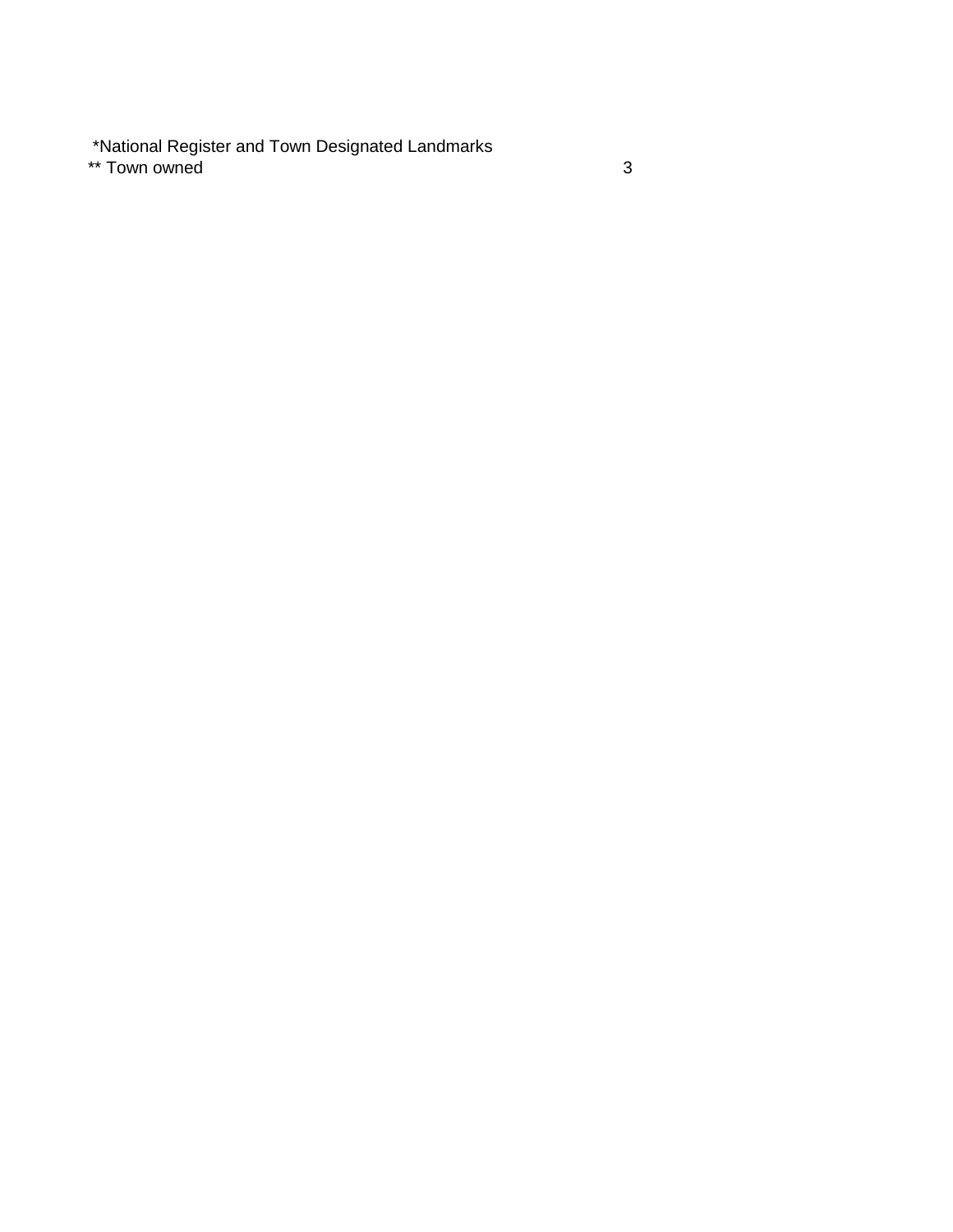*National Register and Town Designated Landmarks
** Town owned